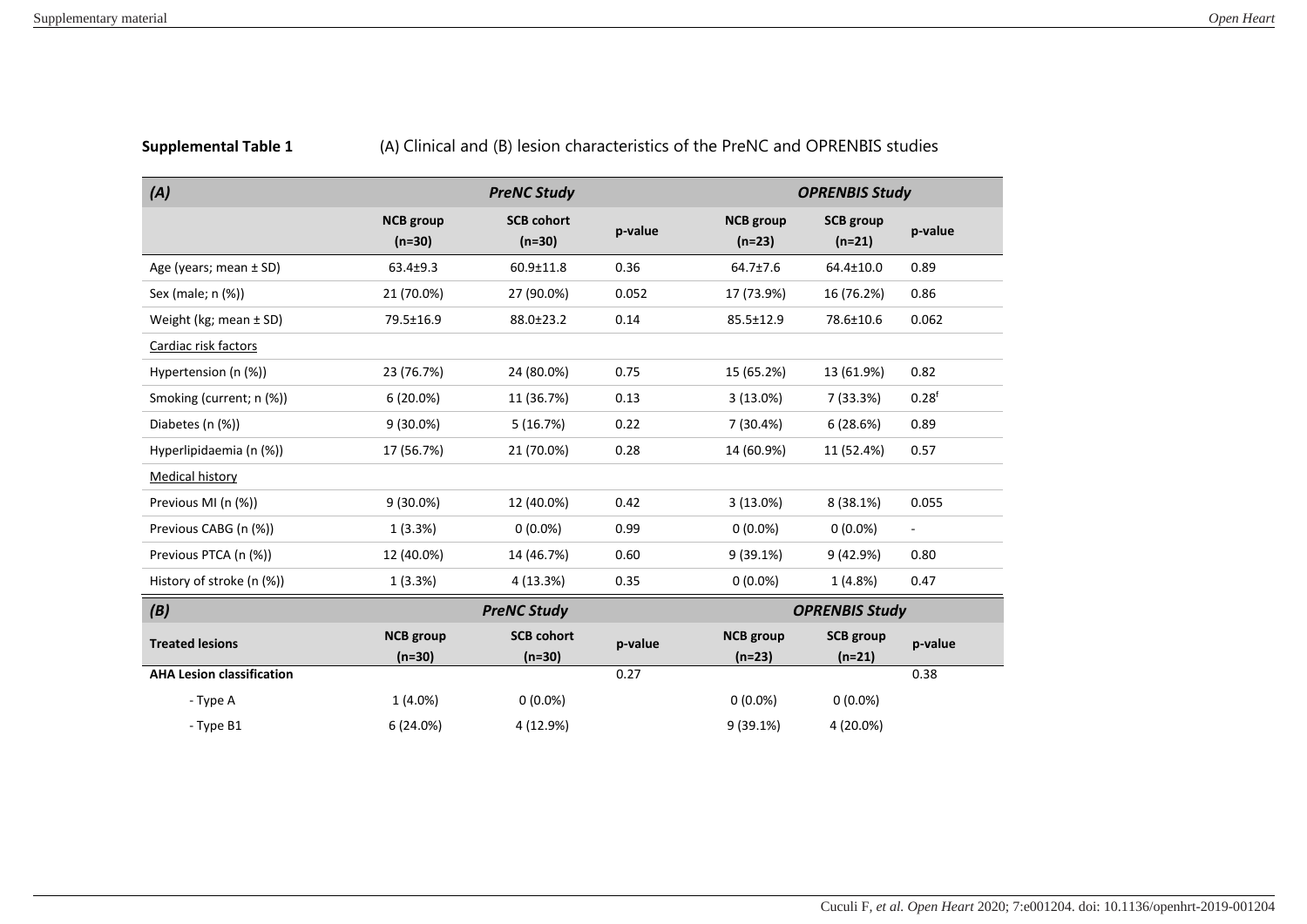**Supplemental Table 1** (A) Clinical and (B) lesion characteristics of the PreNC and OPRENBIS studies

| *(A)* | *PreNC Study* | | | *OPRENBIS Study* | | |
|---|---|---|---|---|---|---|
| | **NCB group (n=30)** | **SCB cohort (n=30)** | **p-value** | **NCB group (n=23)** | **SCB group (n=21)** | **p-value** |
| Age (years; mean ± SD) | 63.4±9.3 | 60.9±11.8 | 0.36 | 64.7±7.6 | 64.4±10.0 | 0.89 |
| Sex (male; n (%)) | 21 (70.0%) | 27 (90.0%) | 0.052 | 17 (73.9%) | 16 (76.2%) | 0.86 |
| Weight (kg; mean ± SD) | 79.5±16.9 | 88.0±23.2 | 0.14 | 85.5±12.9 | 78.6±10.6 | 0.062 |
| Cardiac risk factors | | | | | | |
| Hypertension (n (%)) | 23 (76.7%) | 24 (80.0%) | 0.75 | 15 (65.2%) | 13 (61.9%) | 0.82 |
| Smoking (current; n (%)) | 6 (20.0%) | 11 (36.7%) | 0.13 | 3 (13.0%) | 7 (33.3%) | 0.28[f] |
| Diabetes (n (%)) | 9 (30.0%) | 5 (16.7%) | 0.22 | 7 (30.4%) | 6 (28.6%) | 0.89 |
| Hyperlipidaemia (n (%)) | 17 (56.7%) | 21 (70.0%) | 0.28 | 14 (60.9%) | 11 (52.4%) | 0.57 |
| Medical history | | | | | | |
| Previous MI (n (%)) | 9 (30.0%) | 12 (40.0%) | 0.42 | 3 (13.0%) | 8 (38.1%) | 0.055 |
| Previous CABG (n (%)) | 1 (3.3%) | 0 (0.0%) | 0.99 | 0 (0.0%) | 0 (0.0%) | - |
| Previous PTCA (n (%)) | 12 (40.0%) | 14 (46.7%) | 0.60 | 9 (39.1%) | 9 (42.9%) | 0.80 |
| History of stroke (n (%)) | 1 (3.3%) | 4 (13.3%) | 0.35 | 0 (0.0%) | 1 (4.8%) | 0.47 |

| *(B)* | *PreNC Study* | | | *OPRENBIS Study* | | |
|---|---|---|---|---|---|---|
| **Treated lesions** | **NCB group (n=30)** | **SCB cohort (n=30)** | **p-value** | **NCB group (n=23)** | **SCB group (n=21)** | **p-value** |
| **AHA Lesion classification** | | | 0.27 | | | 0.38 |
| - Type A | 1 (4.0%) | 0 (0.0%) | | 0 (0.0%) | 0 (0.0%) | |
| - Type B1 | 6 (24.0%) | 4 (12.9%) | | 9 (39.1%) | 4 (20.0%) | |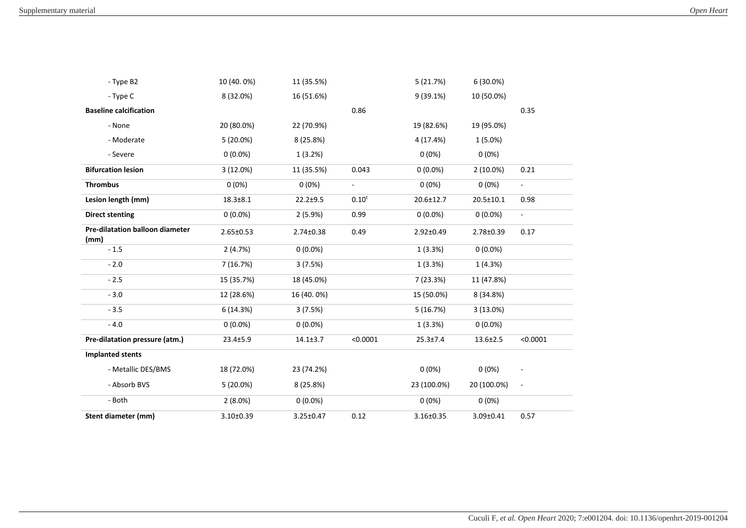| | | | | | | |
|---|---|---|---|---|---|---|
| - Type B2 | 10 (40. 0%) | 11 (35.5%) | | 5 (21.7%) | 6 (30.0%) | |
| - Type C | 8 (32.0%) | 16 (51.6%) | | 9 (39.1%) | 10 (50.0%) | |
| **Baseline calcification** | | | 0.86 | | | 0.35 |
| - None | 20 (80.0%) | 22 (70.9%) | | 19 (82.6%) | 19 (95.0%) | |
| - Moderate | 5 (20.0%) | 8 (25.8%) | | 4 (17.4%) | 1 (5.0%) | |
| - Severe | 0 (0.0%) | 1 (3.2%) | | 0 (0%) | 0 (0%) | |
| **Bifurcation lesion** | 3 (12.0%) | 11 (35.5%) | 0.043 | 0 (0.0%) | 2 (10.0%) | 0.21 |
| **Thrombus** | 0 (0%) | 0 (0%) | - | 0 (0%) | 0 (0%) | - |
| **Lesion length (mm)** | 18.3±8.1 | 22.2±9.5 | 0.10[t] | 20.6±12.7 | 20.5±10.1 | 0.98 |
| **Direct stenting** | 0 (0.0%) | 2 (5.9%) | 0.99 | 0 (0.0%) | 0 (0.0%) | - |
| **Pre-dilatation balloon diameter (mm)** | 2.65±0.53 | 2.74±0.38 | 0.49 | 2.92±0.49 | 2.78±0.39 | 0.17 |
| - 1.5 | 2 (4.7%) | 0 (0.0%) | | 1 (3.3%) | 0 (0.0%) | |
| - 2.0 | 7 (16.7%) | 3 (7.5%) | | 1 (3.3%) | 1 (4.3%) | |
| - 2.5 | 15 (35.7%) | 18 (45.0%) | | 7 (23.3%) | 11 (47.8%) | |
| - 3.0 | 12 (28.6%) | 16 (40. 0%) | | 15 (50.0%) | 8 (34.8%) | |
| - 3.5 | 6 (14.3%) | 3 (7.5%) | | 5 (16.7%) | 3 (13.0%) | |
| - 4.0 | 0 (0.0%) | 0 (0.0%) | | 1 (3.3%) | 0 (0.0%) | |
| **Pre-dilatation pressure (atm.)** | 23.4±5.9 | 14.1±3.7 | <0.0001 | 25.3±7.4 | 13.6±2.5 | <0.0001 |
| **Implanted stents** | | | | | | |
| - Metallic DES/BMS | 18 (72.0%) | 23 (74.2%) | | 0 (0%) | 0 (0%) | - |
| - Absorb BVS | 5 (20.0%) | 8 (25.8%) | | 23 (100.0%) | 20 (100.0%) | - |
| - Both | 2 (8.0%) | 0 (0.0%) | | 0 (0%) | 0 (0%) | |
| **Stent diameter (mm)** | 3.10±0.39 | 3.25±0.47 | 0.12 | 3.16±0.35 | 3.09±0.41 | 0.57 |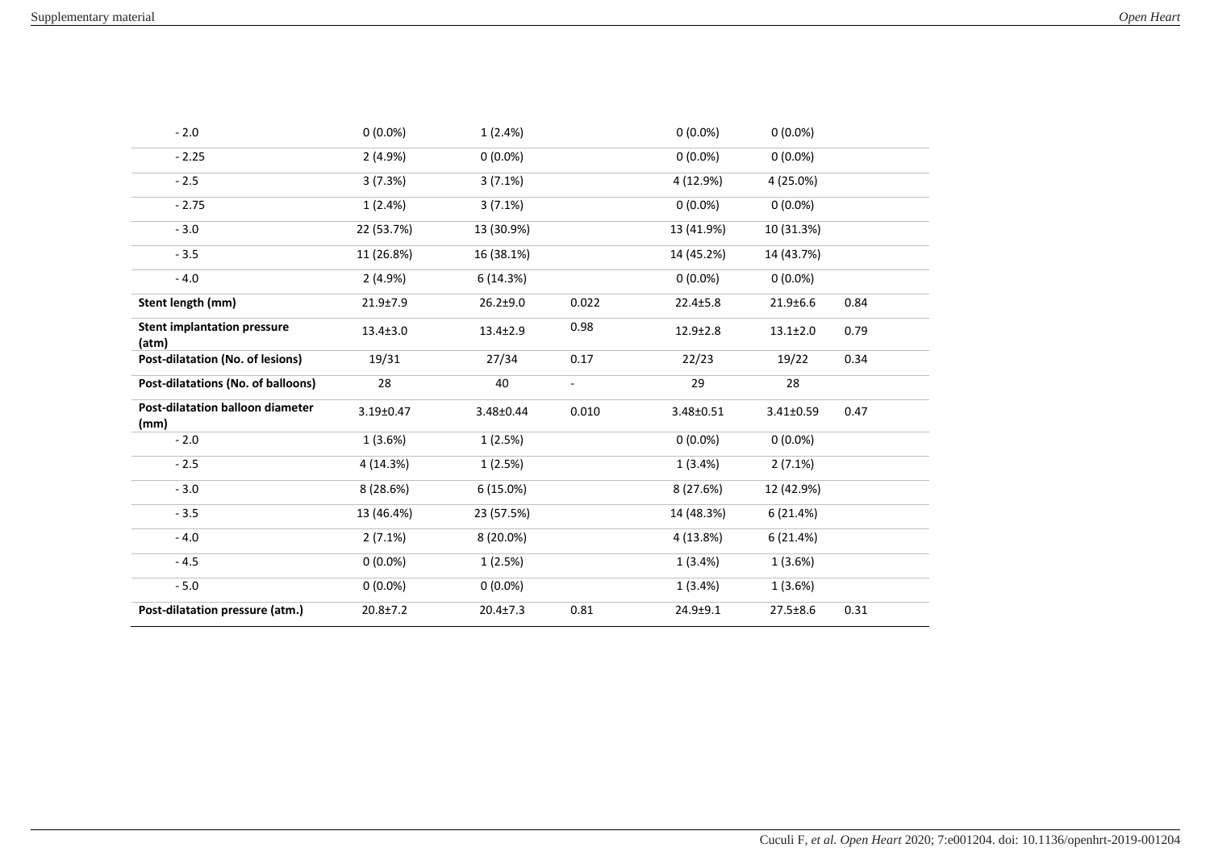| | | | | | | |
|---|---|---|---|---|---|---|
| - 2.0 | 0 (0.0%) | 1 (2.4%) | | 0 (0.0%) | 0 (0.0%) | |
| - 2.25 | 2 (4.9%) | 0 (0.0%) | | 0 (0.0%) | 0 (0.0%) | |
| - 2.5 | 3 (7.3%) | 3 (7.1%) | | 4 (12.9%) | 4 (25.0%) | |
| - 2.75 | 1 (2.4%) | 3 (7.1%) | | 0 (0.0%) | 0 (0.0%) | |
| - 3.0 | 22 (53.7%) | 13 (30.9%) | | 13 (41.9%) | 10 (31.3%) | |
| - 3.5 | 11 (26.8%) | 16 (38.1%) | | 14 (45.2%) | 14 (43.7%) | |
| - 4.0 | 2 (4.9%) | 6 (14.3%) | | 0 (0.0%) | 0 (0.0%) | |
| **Stent length (mm)** | 21.9±7.9 | 26.2±9.0 | 0.022 | 22.4±5.8 | 21.9±6.6 | 0.84 |
| **Stent implantation pressure (atm)** | 13.4±3.0 | 13.4±2.9 | 0.98 | 12.9±2.8 | 13.1±2.0 | 0.79 |
| **Post-dilatation (No. of lesions)** | 19/31 | 27/34 | 0.17 | 22/23 | 19/22 | 0.34 |
| **Post-dilatations (No. of balloons)** | 28 | 40 | - | 29 | 28 | |
| **Post-dilatation balloon diameter (mm)** | 3.19±0.47 | 3.48±0.44 | 0.010 | 3.48±0.51 | 3.41±0.59 | 0.47 |
| - 2.0 | 1 (3.6%) | 1 (2.5%) | | 0 (0.0%) | 0 (0.0%) | |
| - 2.5 | 4 (14.3%) | 1 (2.5%) | | 1 (3.4%) | 2 (7.1%) | |
| - 3.0 | 8 (28.6%) | 6 (15.0%) | | 8 (27.6%) | 12 (42.9%) | |
| - 3.5 | 13 (46.4%) | 23 (57.5%) | | 14 (48.3%) | 6 (21.4%) | |
| - 4.0 | 2 (7.1%) | 8 (20.0%) | | 4 (13.8%) | 6 (21.4%) | |
| - 4.5 | 0 (0.0%) | 1 (2.5%) | | 1 (3.4%) | 1 (3.6%) | |
| - 5.0 | 0 (0.0%) | 0 (0.0%) | | 1 (3.4%) | 1 (3.6%) | |
| **Post-dilatation pressure (atm.)** | 20.8±7.2 | 20.4±7.3 | 0.81 | 24.9±9.1 | 27.5±8.6 | 0.31 |